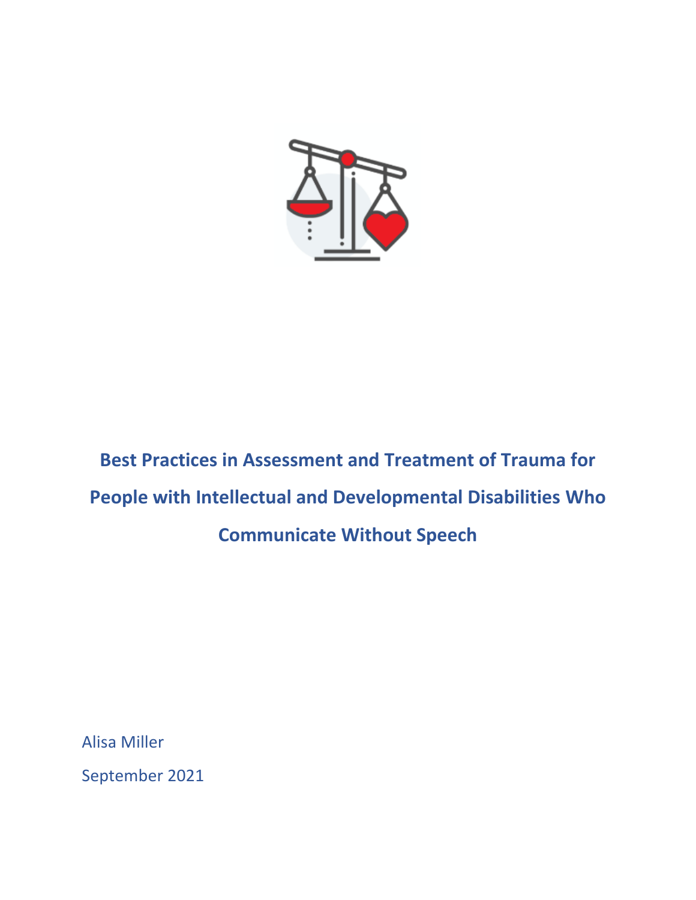# Best Practices in Assessment and Treatment of Trauma for People with Intellectual and Developmental Disabilities Who Communicate Without Speech

Alisa Miller

September 2021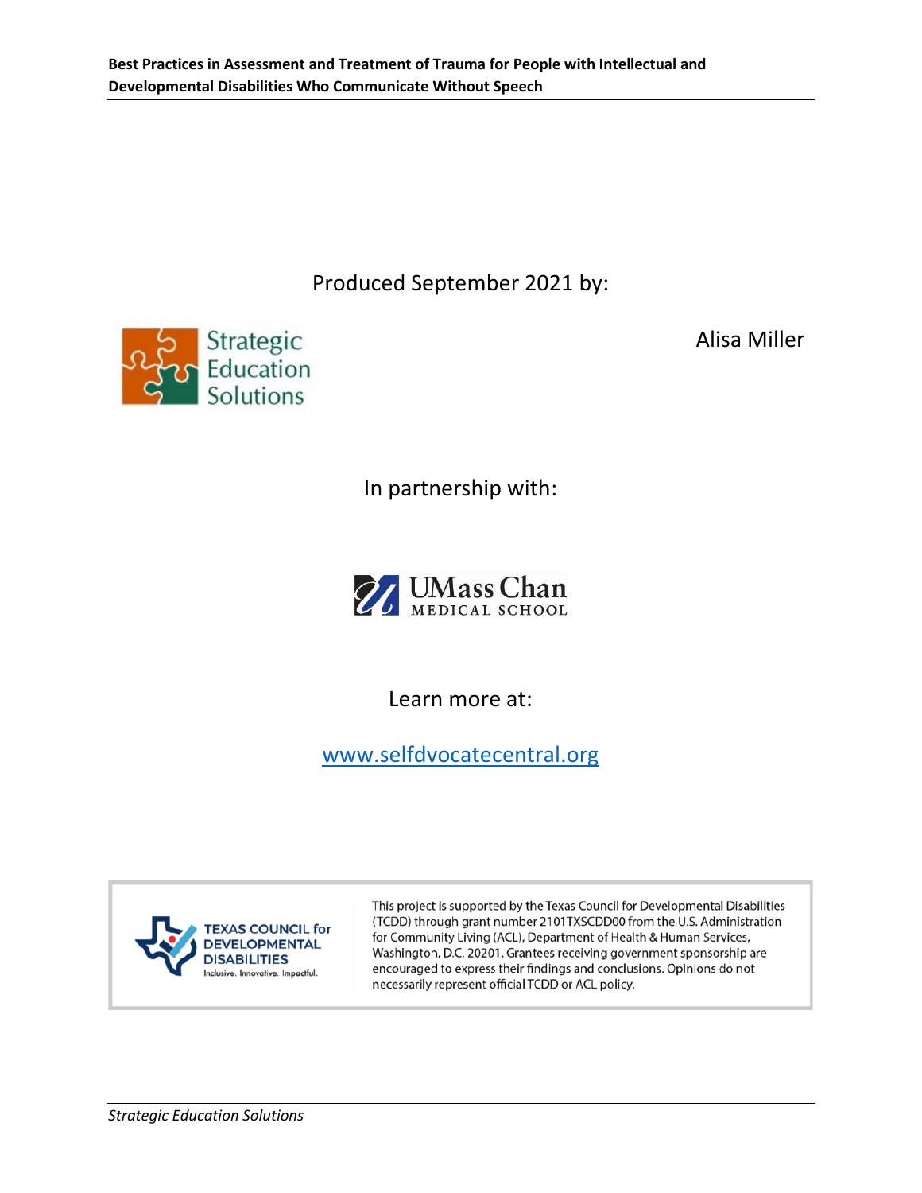Produced September 2021 by:

Strategic Education Solutions

Alisa Miller

In partnership with:

UMass Chan MEDICAL SCHOOL

Learn more at:

[www.selfdvocatecentral.org](www.selfdvocatecentral.org)

TEXAS COUNCIL for DEVELOPMENTAL DISABILITIES
Inclusive. Innovative. Impactful.

This project is supported by the Texas Council for Developmental Disabilities (TCDD) through grant number 2101TXSCDD00 from the U.S. Administration for Community Living (ACL), Department of Health & Human Services, Washington, D.C. 20201. Grantees receiving government sponsorship are encouraged to express their findings and conclusions. Opinions do not necessarily represent official TCDD or ACL policy.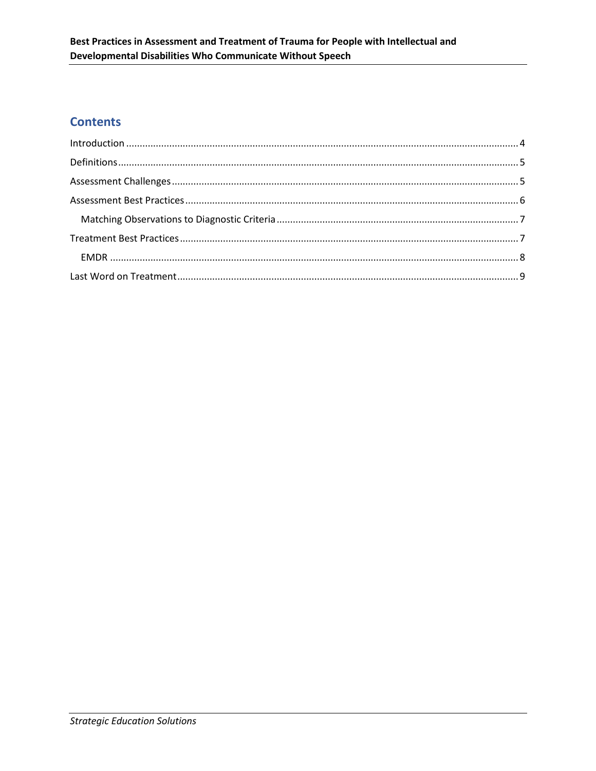## Contents

Introduction ........ 4

Definitions ........ 5

Assessment Challenges ........ 5

Assessment Best Practices ........ 6

- Matching Observations to Diagnostic Criteria ........ 7

Treatment Best Practices ........ 7

- EMDR ........ 8

Last Word on Treatment ........ 9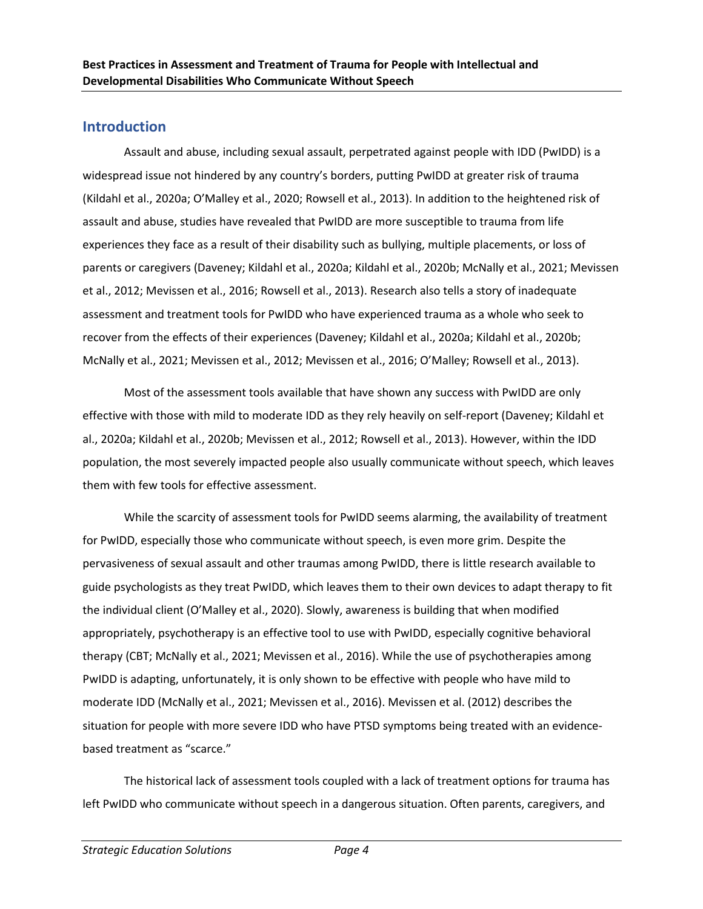## Introduction

Assault and abuse, including sexual assault, perpetrated against people with IDD (PwIDD) is a widespread issue not hindered by any country's borders, putting PwIDD at greater risk of trauma (Kildahl et al., 2020a; O'Malley et al., 2020; Rowsell et al., 2013). In addition to the heightened risk of assault and abuse, studies have revealed that PwIDD are more susceptible to trauma from life experiences they face as a result of their disability such as bullying, multiple placements, or loss of parents or caregivers (Daveney; Kildahl et al., 2020a; Kildahl et al., 2020b; McNally et al., 2021; Mevissen et al., 2012; Mevissen et al., 2016; Rowsell et al., 2013). Research also tells a story of inadequate assessment and treatment tools for PwIDD who have experienced trauma as a whole who seek to recover from the effects of their experiences (Daveney; Kildahl et al., 2020a; Kildahl et al., 2020b; McNally et al., 2021; Mevissen et al., 2012; Mevissen et al., 2016; O'Malley; Rowsell et al., 2013).

Most of the assessment tools available that have shown any success with PwIDD are only effective with those with mild to moderate IDD as they rely heavily on self-report (Daveney; Kildahl et al., 2020a; Kildahl et al., 2020b; Mevissen et al., 2012; Rowsell et al., 2013). However, within the IDD population, the most severely impacted people also usually communicate without speech, which leaves them with few tools for effective assessment.

While the scarcity of assessment tools for PwIDD seems alarming, the availability of treatment for PwIDD, especially those who communicate without speech, is even more grim. Despite the pervasiveness of sexual assault and other traumas among PwIDD, there is little research available to guide psychologists as they treat PwIDD, which leaves them to their own devices to adapt therapy to fit the individual client (O'Malley et al., 2020). Slowly, awareness is building that when modified appropriately, psychotherapy is an effective tool to use with PwIDD, especially cognitive behavioral therapy (CBT; McNally et al., 2021; Mevissen et al., 2016). While the use of psychotherapies among PwIDD is adapting, unfortunately, it is only shown to be effective with people who have mild to moderate IDD (McNally et al., 2021; Mevissen et al., 2016). Mevissen et al. (2012) describes the situation for people with more severe IDD who have PTSD symptoms being treated with an evidence-based treatment as "scarce."

The historical lack of assessment tools coupled with a lack of treatment options for trauma has left PwIDD who communicate without speech in a dangerous situation. Often parents, caregivers, and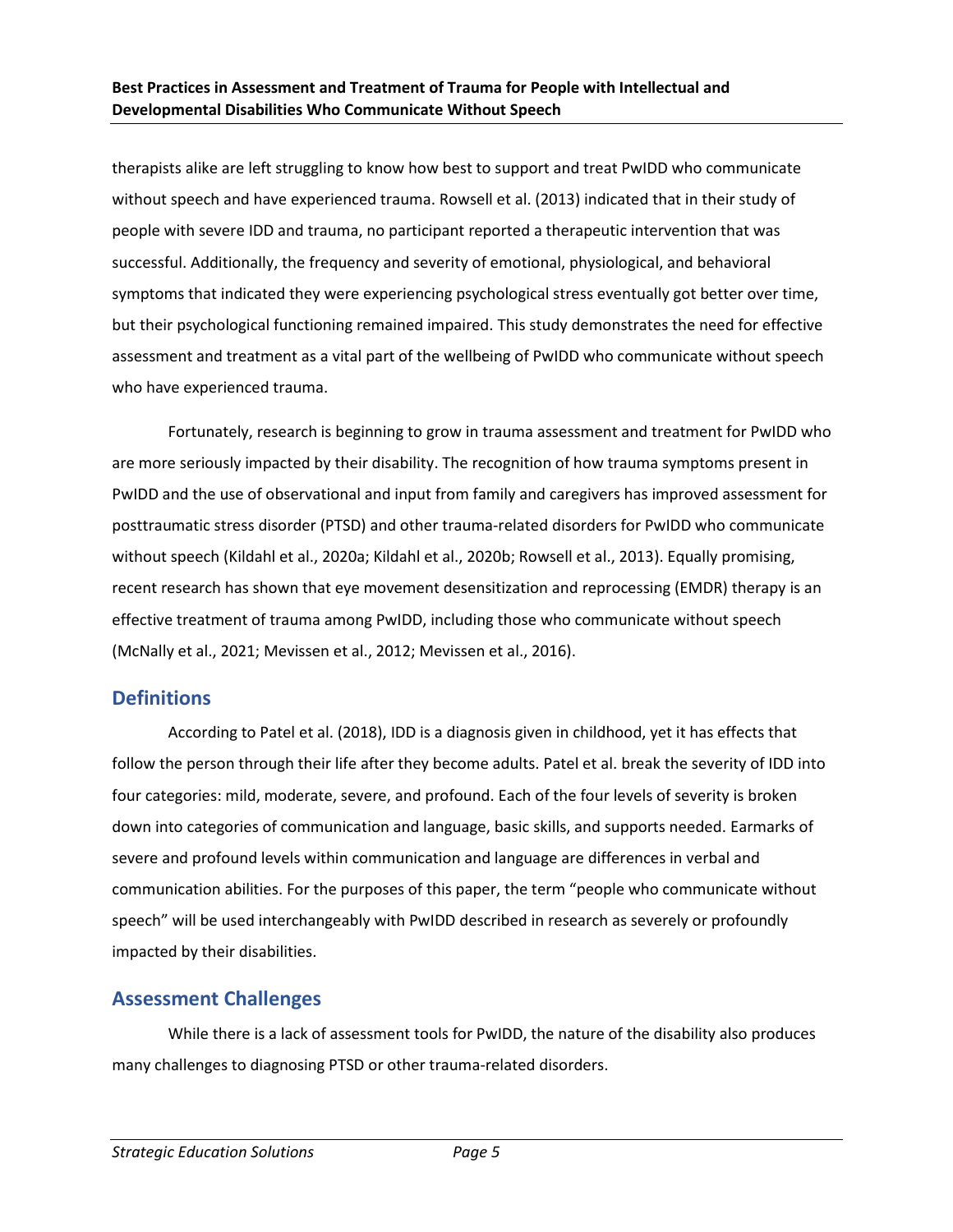therapists alike are left struggling to know how best to support and treat PwIDD who communicate without speech and have experienced trauma. Rowsell et al. (2013) indicated that in their study of people with severe IDD and trauma, no participant reported a therapeutic intervention that was successful. Additionally, the frequency and severity of emotional, physiological, and behavioral symptoms that indicated they were experiencing psychological stress eventually got better over time, but their psychological functioning remained impaired. This study demonstrates the need for effective assessment and treatment as a vital part of the wellbeing of PwIDD who communicate without speech who have experienced trauma.

Fortunately, research is beginning to grow in trauma assessment and treatment for PwIDD who are more seriously impacted by their disability. The recognition of how trauma symptoms present in PwIDD and the use of observational and input from family and caregivers has improved assessment for posttraumatic stress disorder (PTSD) and other trauma-related disorders for PwIDD who communicate without speech (Kildahl et al., 2020a; Kildahl et al., 2020b; Rowsell et al., 2013). Equally promising, recent research has shown that eye movement desensitization and reprocessing (EMDR) therapy is an effective treatment of trauma among PwIDD, including those who communicate without speech (McNally et al., 2021; Mevissen et al., 2012; Mevissen et al., 2016).

## Definitions

According to Patel et al. (2018), IDD is a diagnosis given in childhood, yet it has effects that follow the person through their life after they become adults. Patel et al. break the severity of IDD into four categories: mild, moderate, severe, and profound. Each of the four levels of severity is broken down into categories of communication and language, basic skills, and supports needed. Earmarks of severe and profound levels within communication and language are differences in verbal and communication abilities. For the purposes of this paper, the term "people who communicate without speech" will be used interchangeably with PwIDD described in research as severely or profoundly impacted by their disabilities.

## Assessment Challenges

While there is a lack of assessment tools for PwIDD, the nature of the disability also produces many challenges to diagnosing PTSD or other trauma-related disorders.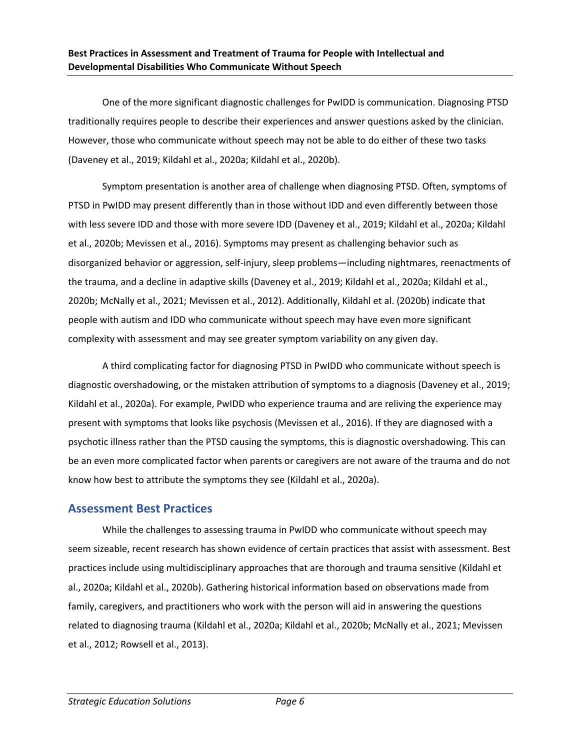One of the more significant diagnostic challenges for PwIDD is communication. Diagnosing PTSD traditionally requires people to describe their experiences and answer questions asked by the clinician. However, those who communicate without speech may not be able to do either of these two tasks (Daveney et al., 2019; Kildahl et al., 2020a; Kildahl et al., 2020b).

Symptom presentation is another area of challenge when diagnosing PTSD. Often, symptoms of PTSD in PwIDD may present differently than in those without IDD and even differently between those with less severe IDD and those with more severe IDD (Daveney et al., 2019; Kildahl et al., 2020a; Kildahl et al., 2020b; Mevissen et al., 2016). Symptoms may present as challenging behavior such as disorganized behavior or aggression, self-injury, sleep problems—including nightmares, reenactments of the trauma, and a decline in adaptive skills (Daveney et al., 2019; Kildahl et al., 2020a; Kildahl et al., 2020b; McNally et al., 2021; Mevissen et al., 2012). Additionally, Kildahl et al. (2020b) indicate that people with autism and IDD who communicate without speech may have even more significant complexity with assessment and may see greater symptom variability on any given day.

A third complicating factor for diagnosing PTSD in PwIDD who communicate without speech is diagnostic overshadowing, or the mistaken attribution of symptoms to a diagnosis (Daveney et al., 2019; Kildahl et al., 2020a). For example, PwIDD who experience trauma and are reliving the experience may present with symptoms that looks like psychosis (Mevissen et al., 2016). If they are diagnosed with a psychotic illness rather than the PTSD causing the symptoms, this is diagnostic overshadowing. This can be an even more complicated factor when parents or caregivers are not aware of the trauma and do not know how best to attribute the symptoms they see (Kildahl et al., 2020a).

## Assessment Best Practices

While the challenges to assessing trauma in PwIDD who communicate without speech may seem sizeable, recent research has shown evidence of certain practices that assist with assessment. Best practices include using multidisciplinary approaches that are thorough and trauma sensitive (Kildahl et al., 2020a; Kildahl et al., 2020b). Gathering historical information based on observations made from family, caregivers, and practitioners who work with the person will aid in answering the questions related to diagnosing trauma (Kildahl et al., 2020a; Kildahl et al., 2020b; McNally et al., 2021; Mevissen et al., 2012; Rowsell et al., 2013).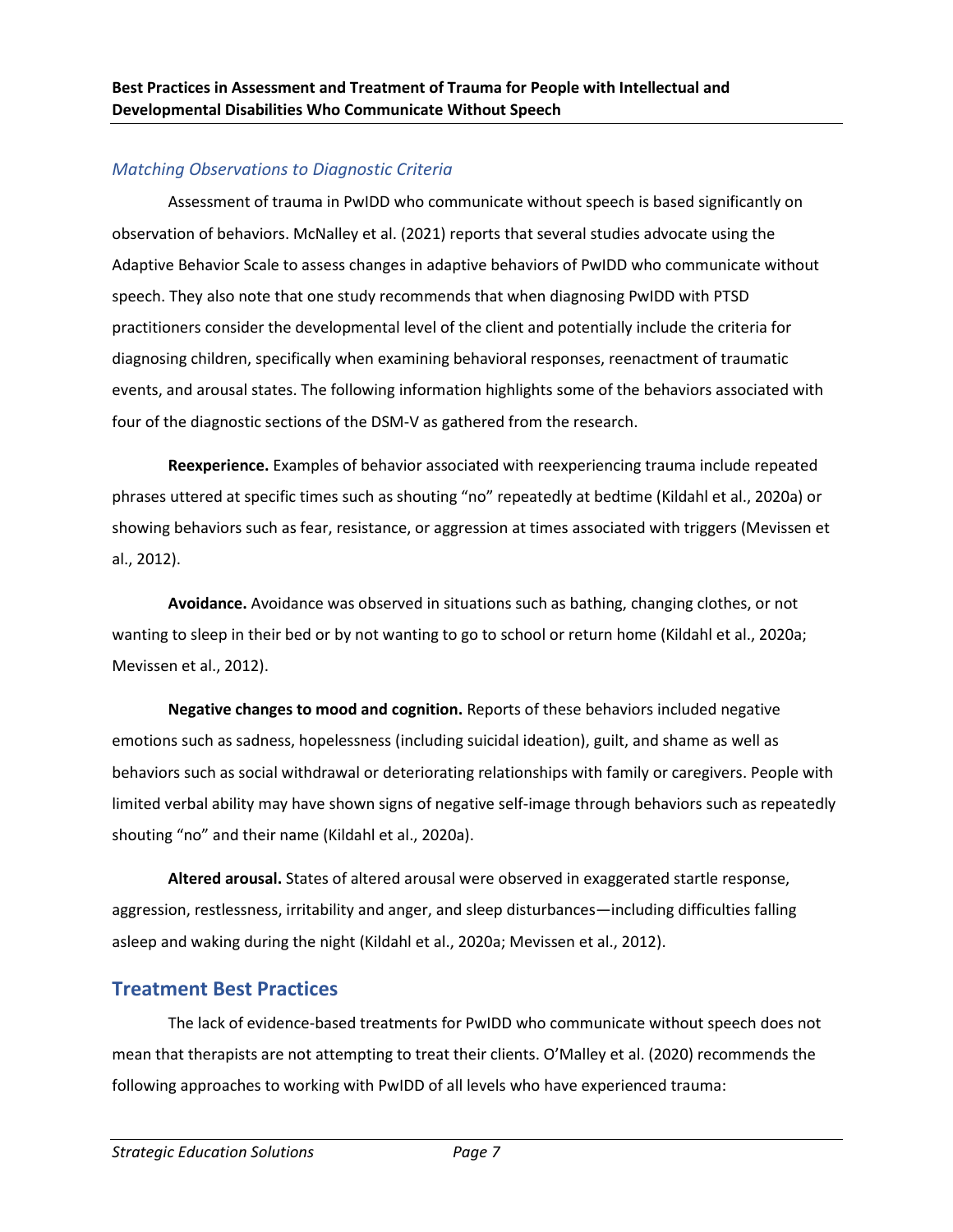### *Matching Observations to Diagnostic Criteria*

Assessment of trauma in PwIDD who communicate without speech is based significantly on observation of behaviors. McNalley et al. (2021) reports that several studies advocate using the Adaptive Behavior Scale to assess changes in adaptive behaviors of PwIDD who communicate without speech. They also note that one study recommends that when diagnosing PwIDD with PTSD practitioners consider the developmental level of the client and potentially include the criteria for diagnosing children, specifically when examining behavioral responses, reenactment of traumatic events, and arousal states. The following information highlights some of the behaviors associated with four of the diagnostic sections of the DSM-V as gathered from the research.

**Reexperience.** Examples of behavior associated with reexperiencing trauma include repeated phrases uttered at specific times such as shouting "no" repeatedly at bedtime (Kildahl et al., 2020a) or showing behaviors such as fear, resistance, or aggression at times associated with triggers (Mevissen et al., 2012).

**Avoidance.** Avoidance was observed in situations such as bathing, changing clothes, or not wanting to sleep in their bed or by not wanting to go to school or return home (Kildahl et al., 2020a; Mevissen et al., 2012).

**Negative changes to mood and cognition.** Reports of these behaviors included negative emotions such as sadness, hopelessness (including suicidal ideation), guilt, and shame as well as behaviors such as social withdrawal or deteriorating relationships with family or caregivers. People with limited verbal ability may have shown signs of negative self-image through behaviors such as repeatedly shouting "no" and their name (Kildahl et al., 2020a).

**Altered arousal.** States of altered arousal were observed in exaggerated startle response, aggression, restlessness, irritability and anger, and sleep disturbances—including difficulties falling asleep and waking during the night (Kildahl et al., 2020a; Mevissen et al., 2012).

## Treatment Best Practices

The lack of evidence-based treatments for PwIDD who communicate without speech does not mean that therapists are not attempting to treat their clients. O'Malley et al. (2020) recommends the following approaches to working with PwIDD of all levels who have experienced trauma: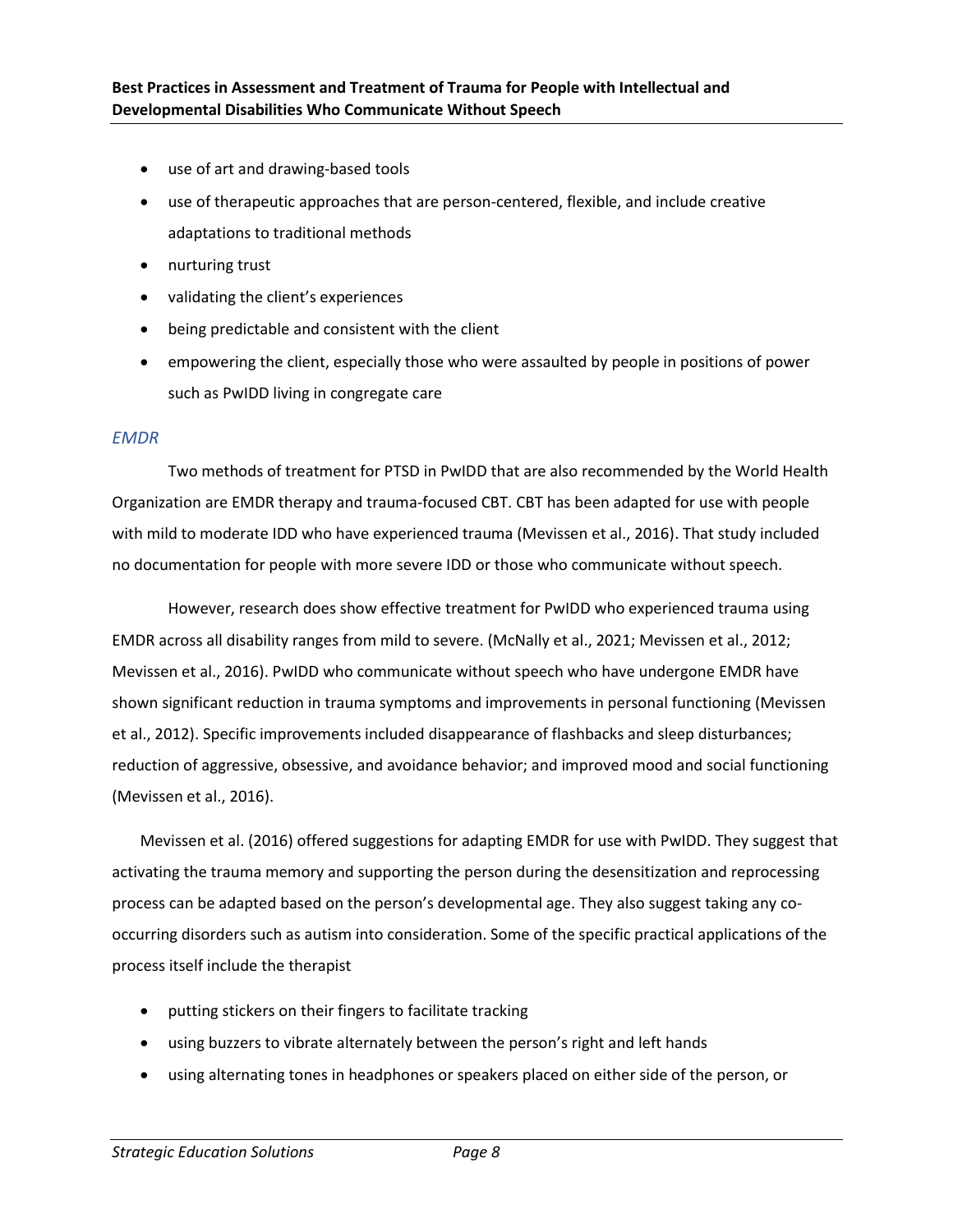- use of art and drawing-based tools
- use of therapeutic approaches that are person-centered, flexible, and include creative adaptations to traditional methods
- nurturing trust
- validating the client's experiences
- being predictable and consistent with the client
- empowering the client, especially those who were assaulted by people in positions of power such as PwIDD living in congregate care

### *EMDR*

Two methods of treatment for PTSD in PwIDD that are also recommended by the World Health Organization are EMDR therapy and trauma-focused CBT. CBT has been adapted for use with people with mild to moderate IDD who have experienced trauma (Mevissen et al., 2016). That study included no documentation for people with more severe IDD or those who communicate without speech.

However, research does show effective treatment for PwIDD who experienced trauma using EMDR across all disability ranges from mild to severe. (McNally et al., 2021; Mevissen et al., 2012; Mevissen et al., 2016). PwIDD who communicate without speech who have undergone EMDR have shown significant reduction in trauma symptoms and improvements in personal functioning (Mevissen et al., 2012). Specific improvements included disappearance of flashbacks and sleep disturbances; reduction of aggressive, obsessive, and avoidance behavior; and improved mood and social functioning (Mevissen et al., 2016).

Mevissen et al. (2016) offered suggestions for adapting EMDR for use with PwIDD. They suggest that activating the trauma memory and supporting the person during the desensitization and reprocessing process can be adapted based on the person's developmental age. They also suggest taking any co-occurring disorders such as autism into consideration. Some of the specific practical applications of the process itself include the therapist

- putting stickers on their fingers to facilitate tracking
- using buzzers to vibrate alternately between the person's right and left hands
- using alternating tones in headphones or speakers placed on either side of the person, or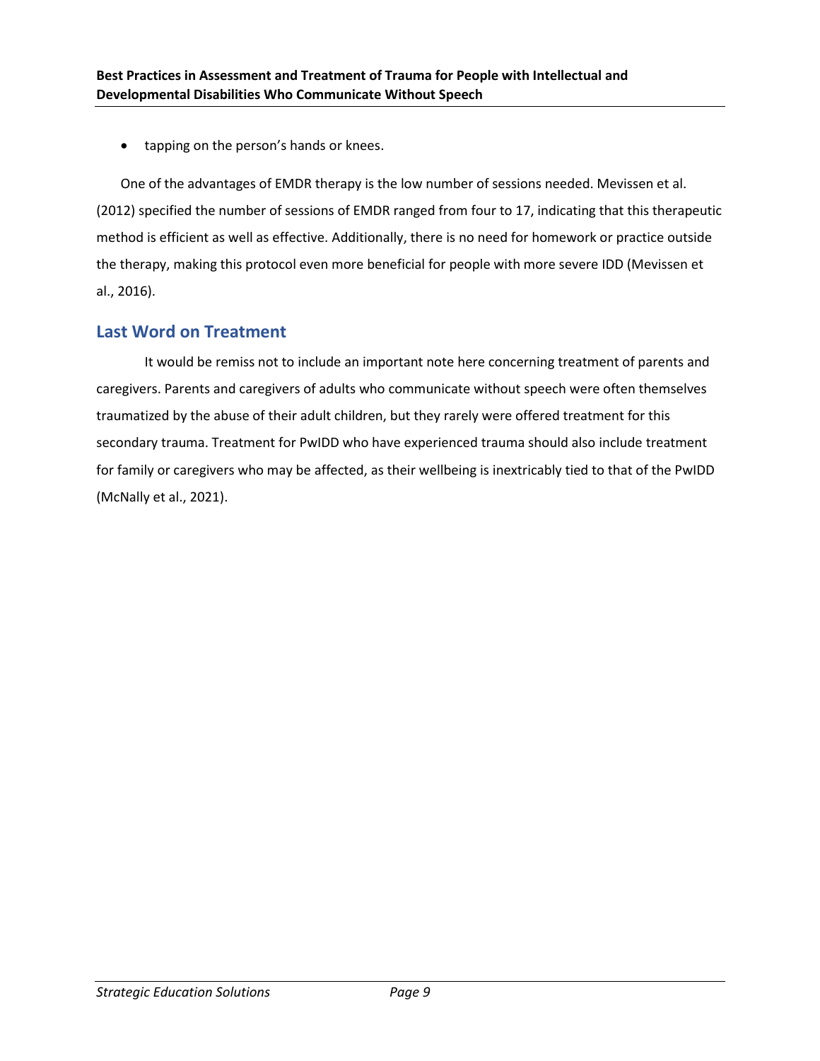- tapping on the person's hands or knees.

One of the advantages of EMDR therapy is the low number of sessions needed. Mevissen et al. (2012) specified the number of sessions of EMDR ranged from four to 17, indicating that this therapeutic method is efficient as well as effective. Additionally, there is no need for homework or practice outside the therapy, making this protocol even more beneficial for people with more severe IDD (Mevissen et al., 2016).

## Last Word on Treatment

It would be remiss not to include an important note here concerning treatment of parents and caregivers. Parents and caregivers of adults who communicate without speech were often themselves traumatized by the abuse of their adult children, but they rarely were offered treatment for this secondary trauma. Treatment for PwIDD who have experienced trauma should also include treatment for family or caregivers who may be affected, as their wellbeing is inextricably tied to that of the PwIDD (McNally et al., 2021).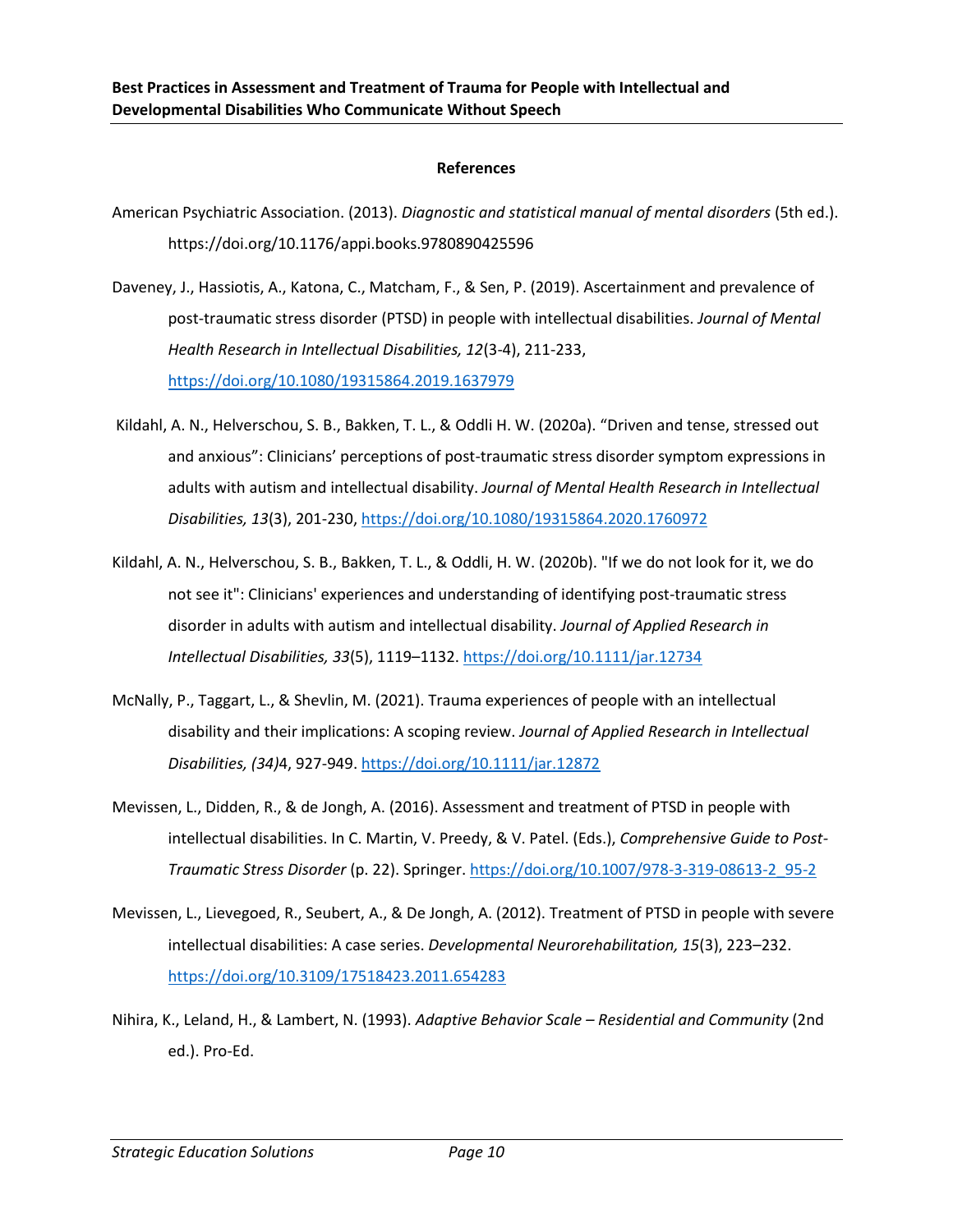## References

American Psychiatric Association. (2013). *Diagnostic and statistical manual of mental disorders* (5th ed.). https://doi.org/10.1176/appi.books.9780890425596

Daveney, J., Hassiotis, A., Katona, C., Matcham, F., & Sen, P. (2019). Ascertainment and prevalence of post-traumatic stress disorder (PTSD) in people with intellectual disabilities. *Journal of Mental Health Research in Intellectual Disabilities, 12*(3-4), 211-233, https://doi.org/10.1080/19315864.2019.1637979

Kildahl, A. N., Helverschou, S. B., Bakken, T. L., & Oddli H. W. (2020a). "Driven and tense, stressed out and anxious": Clinicians' perceptions of post-traumatic stress disorder symptom expressions in adults with autism and intellectual disability. *Journal of Mental Health Research in Intellectual Disabilities, 13*(3), 201-230, https://doi.org/10.1080/19315864.2020.1760972

Kildahl, A. N., Helverschou, S. B., Bakken, T. L., & Oddli, H. W. (2020b). "If we do not look for it, we do not see it": Clinicians' experiences and understanding of identifying post-traumatic stress disorder in adults with autism and intellectual disability. *Journal of Applied Research in Intellectual Disabilities, 33*(5), 1119–1132. https://doi.org/10.1111/jar.12734

McNally, P., Taggart, L., & Shevlin, M. (2021). Trauma experiences of people with an intellectual disability and their implications: A scoping review. *Journal of Applied Research in Intellectual Disabilities, (34)*4, 927-949. https://doi.org/10.1111/jar.12872

Mevissen, L., Didden, R., & de Jongh, A. (2016). Assessment and treatment of PTSD in people with intellectual disabilities. In C. Martin, V. Preedy, & V. Patel. (Eds.), *Comprehensive Guide to Post-Traumatic Stress Disorder* (p. 22). Springer. https://doi.org/10.1007/978-3-319-08613-2_95-2

Mevissen, L., Lievegoed, R., Seubert, A., & De Jongh, A. (2012). Treatment of PTSD in people with severe intellectual disabilities: A case series. *Developmental Neurorehabilitation, 15*(3), 223–232. https://doi.org/10.3109/17518423.2011.654283

Nihira, K., Leland, H., & Lambert, N. (1993). *Adaptive Behavior Scale – Residential and Community* (2nd ed.). Pro-Ed.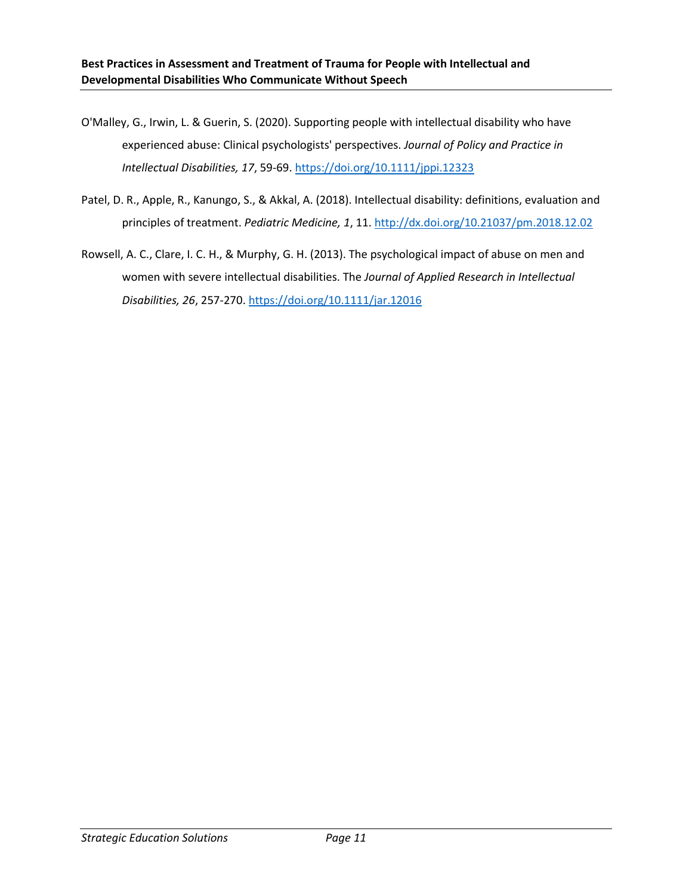O'Malley, G., Irwin, L. & Guerin, S. (2020). Supporting people with intellectual disability who have experienced abuse: Clinical psychologists' perspectives. *Journal of Policy and Practice in Intellectual Disabilities, 17*, 59-69. https://doi.org/10.1111/jppi.12323

Patel, D. R., Apple, R., Kanungo, S., & Akkal, A. (2018). Intellectual disability: definitions, evaluation and principles of treatment. *Pediatric Medicine, 1*, 11. http://dx.doi.org/10.21037/pm.2018.12.02

Rowsell, A. C., Clare, I. C. H., & Murphy, G. H. (2013). The psychological impact of abuse on men and women with severe intellectual disabilities. The *Journal of Applied Research in Intellectual Disabilities, 26*, 257-270. https://doi.org/10.1111/jar.12016